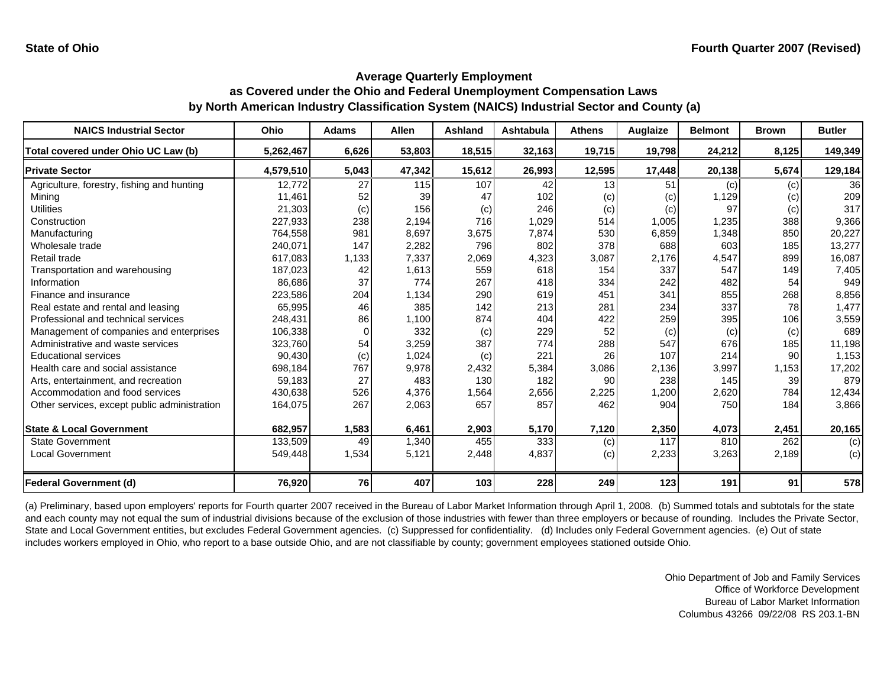State of Ohio

Fourth Quarter 2007 (Revised)

## Average Quarterly Employment as Covered under the Ohio and Federal Unemployment Compensation Laws by North American Industry Classification System (NAICS) Industrial Sector and County (a)

| NAICS Industrial Sector | Ohio | Adams | Allen | Ashland | Ashtabula | Athens | Auglaize | Belmont | Brown | Butler |
|---|---|---|---|---|---|---|---|---|---|---|
| **Total covered under Ohio UC Law (b)** | **5,262,467** | **6,626** | **53,803** | **18,515** | **32,163** | **19,715** | **19,798** | **24,212** | **8,125** | **149,349** |
| **Private Sector** | **4,579,510** | **5,043** | **47,342** | **15,612** | **26,993** | **12,595** | **17,448** | **20,138** | **5,674** | **129,184** |
| Agriculture, forestry, fishing and hunting | 12,772 | 27 | 115 | 107 | 42 | 13 | 51 | (c) | (c) | 36 |
| Mining | 11,461 | 52 | 39 | 47 | 102 | (c) | (c) | 1,129 | (c) | 209 |
| Utilities | 21,303 | (c) | 156 | (c) | 246 | (c) | (c) | 97 | (c) | 317 |
| Construction | 227,933 | 238 | 2,194 | 716 | 1,029 | 514 | 1,005 | 1,235 | 388 | 9,366 |
| Manufacturing | 764,558 | 981 | 8,697 | 3,675 | 7,874 | 530 | 6,859 | 1,348 | 850 | 20,227 |
| Wholesale trade | 240,071 | 147 | 2,282 | 796 | 802 | 378 | 688 | 603 | 185 | 13,277 |
| Retail trade | 617,083 | 1,133 | 7,337 | 2,069 | 4,323 | 3,087 | 2,176 | 4,547 | 899 | 16,087 |
| Transportation and warehousing | 187,023 | 42 | 1,613 | 559 | 618 | 154 | 337 | 547 | 149 | 7,405 |
| Information | 86,686 | 37 | 774 | 267 | 418 | 334 | 242 | 482 | 54 | 949 |
| Finance and insurance | 223,586 | 204 | 1,134 | 290 | 619 | 451 | 341 | 855 | 268 | 8,856 |
| Real estate and rental and leasing | 65,995 | 46 | 385 | 142 | 213 | 281 | 234 | 337 | 78 | 1,477 |
| Professional and technical services | 248,431 | 86 | 1,100 | 874 | 404 | 422 | 259 | 395 | 106 | 3,559 |
| Management of companies and enterprises | 106,338 | 0 | 332 | (c) | 229 | 52 | (c) | (c) | (c) | 689 |
| Administrative and waste services | 323,760 | 54 | 3,259 | 387 | 774 | 288 | 547 | 676 | 185 | 11,198 |
| Educational services | 90,430 | (c) | 1,024 | (c) | 221 | 26 | 107 | 214 | 90 | 1,153 |
| Health care and social assistance | 698,184 | 767 | 9,978 | 2,432 | 5,384 | 3,086 | 2,136 | 3,997 | 1,153 | 17,202 |
| Arts, entertainment, and recreation | 59,183 | 27 | 483 | 130 | 182 | 90 | 238 | 145 | 39 | 879 |
| Accommodation and food services | 430,638 | 526 | 4,376 | 1,564 | 2,656 | 2,225 | 1,200 | 2,620 | 784 | 12,434 |
| Other services, except public administration | 164,075 | 267 | 2,063 | 657 | 857 | 462 | 904 | 750 | 184 | 3,866 |
| **State & Local Government** | **682,957** | **1,583** | **6,461** | **2,903** | **5,170** | **7,120** | **2,350** | **4,073** | **2,451** | **20,165** |
| State Government | 133,509 | 49 | 1,340 | 455 | 333 | (c) | 117 | 810 | 262 | (c) |
| Local Government | 549,448 | 1,534 | 5,121 | 2,448 | 4,837 | (c) | 2,233 | 3,263 | 2,189 | (c) |
| **Federal Government (d)** | **76,920** | **76** | **407** | **103** | **228** | **249** | **123** | **191** | **91** | **578** |

(a) Preliminary, based upon employers' reports for Fourth quarter 2007 received in the Bureau of Labor Market Information through April 1, 2008. (b) Summed totals and subtotals for the state and each county may not equal the sum of industrial divisions because of the exclusion of those industries with fewer than three employers or because of rounding. Includes the Private Sector, State and Local Government entities, but excludes Federal Government agencies. (c) Suppressed for confidentiality. (d) Includes only Federal Government agencies. (e) Out of state includes workers employed in Ohio, who report to a base outside Ohio, and are not classifiable by county; government employees stationed outside Ohio.

Ohio Department of Job and Family Services
Office of Workforce Development
Bureau of Labor Market Information
Columbus 43266 09/22/08 RS 203.1-BN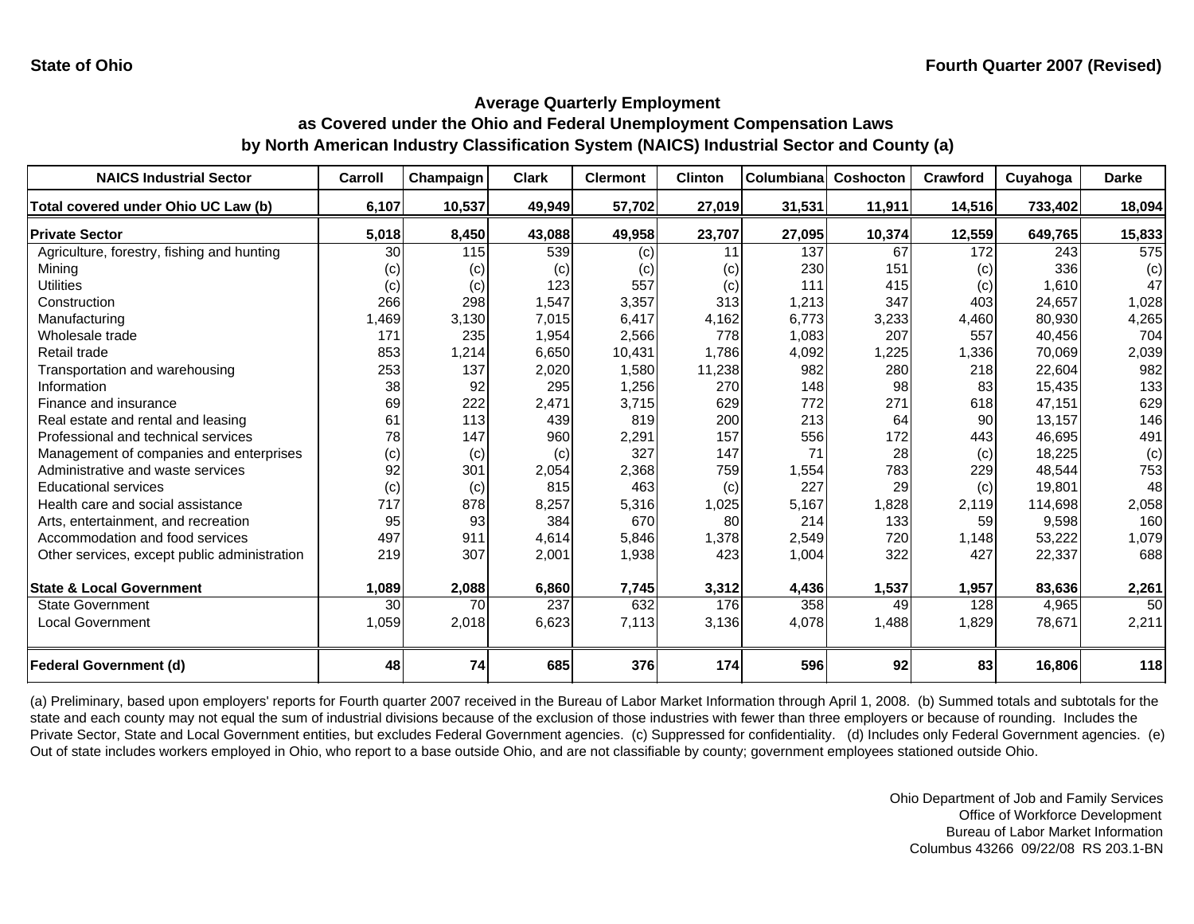State of Ohio

Fourth Quarter 2007 (Revised)

## Average Quarterly Employment
## as Covered under the Ohio and Federal Unemployment Compensation Laws
## by North American Industry Classification System (NAICS) Industrial Sector and County (a)

| NAICS Industrial Sector | Carroll | Champaign | Clark | Clermont | Clinton | Columbiana | Coshocton | Crawford | Cuyahoga | Darke |
|---|---|---|---|---|---|---|---|---|---|---|
| **Total covered under Ohio UC Law (b)** | **6,107** | **10,537** | **49,949** | **57,702** | **27,019** | **31,531** | **11,911** | **14,516** | **733,402** | **18,094** |
| **Private Sector** | **5,018** | **8,450** | **43,088** | **49,958** | **23,707** | **27,095** | **10,374** | **12,559** | **649,765** | **15,833** |
| Agriculture, forestry, fishing and hunting | 30 | 115 | 539 | (c) | 11 | 137 | 67 | 172 | 243 | 575 |
| Mining | (c) | (c) | (c) | (c) | (c) | 230 | 151 | (c) | 336 | (c) |
| Utilities | (c) | (c) | 123 | 557 | (c) | 111 | 415 | (c) | 1,610 | 47 |
| Construction | 266 | 298 | 1,547 | 3,357 | 313 | 1,213 | 347 | 403 | 24,657 | 1,028 |
| Manufacturing | 1,469 | 3,130 | 7,015 | 6,417 | 4,162 | 6,773 | 3,233 | 4,460 | 80,930 | 4,265 |
| Wholesale trade | 171 | 235 | 1,954 | 2,566 | 778 | 1,083 | 207 | 557 | 40,456 | 704 |
| Retail trade | 853 | 1,214 | 6,650 | 10,431 | 1,786 | 4,092 | 1,225 | 1,336 | 70,069 | 2,039 |
| Transportation and warehousing | 253 | 137 | 2,020 | 1,580 | 11,238 | 982 | 280 | 218 | 22,604 | 982 |
| Information | 38 | 92 | 295 | 1,256 | 270 | 148 | 98 | 83 | 15,435 | 133 |
| Finance and insurance | 69 | 222 | 2,471 | 3,715 | 629 | 772 | 271 | 618 | 47,151 | 629 |
| Real estate and rental and leasing | 61 | 113 | 439 | 819 | 200 | 213 | 64 | 90 | 13,157 | 146 |
| Professional and technical services | 78 | 147 | 960 | 2,291 | 157 | 556 | 172 | 443 | 46,695 | 491 |
| Management of companies and enterprises | (c) | (c) | (c) | 327 | 147 | 71 | 28 | (c) | 18,225 | (c) |
| Administrative and waste services | 92 | 301 | 2,054 | 2,368 | 759 | 1,554 | 783 | 229 | 48,544 | 753 |
| Educational services | (c) | (c) | 815 | 463 | (c) | 227 | 29 | (c) | 19,801 | 48 |
| Health care and social assistance | 717 | 878 | 8,257 | 5,316 | 1,025 | 5,167 | 1,828 | 2,119 | 114,698 | 2,058 |
| Arts, entertainment, and recreation | 95 | 93 | 384 | 670 | 80 | 214 | 133 | 59 | 9,598 | 160 |
| Accommodation and food services | 497 | 911 | 4,614 | 5,846 | 1,378 | 2,549 | 720 | 1,148 | 53,222 | 1,079 |
| Other services, except public administration | 219 | 307 | 2,001 | 1,938 | 423 | 1,004 | 322 | 427 | 22,337 | 688 |
| **State & Local Government** | **1,089** | **2,088** | **6,860** | **7,745** | **3,312** | **4,436** | **1,537** | **1,957** | **83,636** | **2,261** |
| State Government | 30 | 70 | 237 | 632 | 176 | 358 | 49 | 128 | 4,965 | 50 |
| Local Government | 1,059 | 2,018 | 6,623 | 7,113 | 3,136 | 4,078 | 1,488 | 1,829 | 78,671 | 2,211 |
| **Federal Government (d)** | **48** | **74** | **685** | **376** | **174** | **596** | **92** | **83** | **16,806** | **118** |

(a) Preliminary, based upon employers' reports for Fourth quarter 2007 received in the Bureau of Labor Market Information through April 1, 2008. (b) Summed totals and subtotals for the state and each county may not equal the sum of industrial divisions because of the exclusion of those industries with fewer than three employers or because of rounding. Includes the Private Sector, State and Local Government entities, but excludes Federal Government agencies. (c) Suppressed for confidentiality. (d) Includes only Federal Government agencies. (e) Out of state includes workers employed in Ohio, who report to a base outside Ohio, and are not classifiable by county; government employees stationed outside Ohio.

Ohio Department of Job and Family Services
Office of Workforce Development
Bureau of Labor Market Information
Columbus 43266 09/22/08 RS 203.1-BN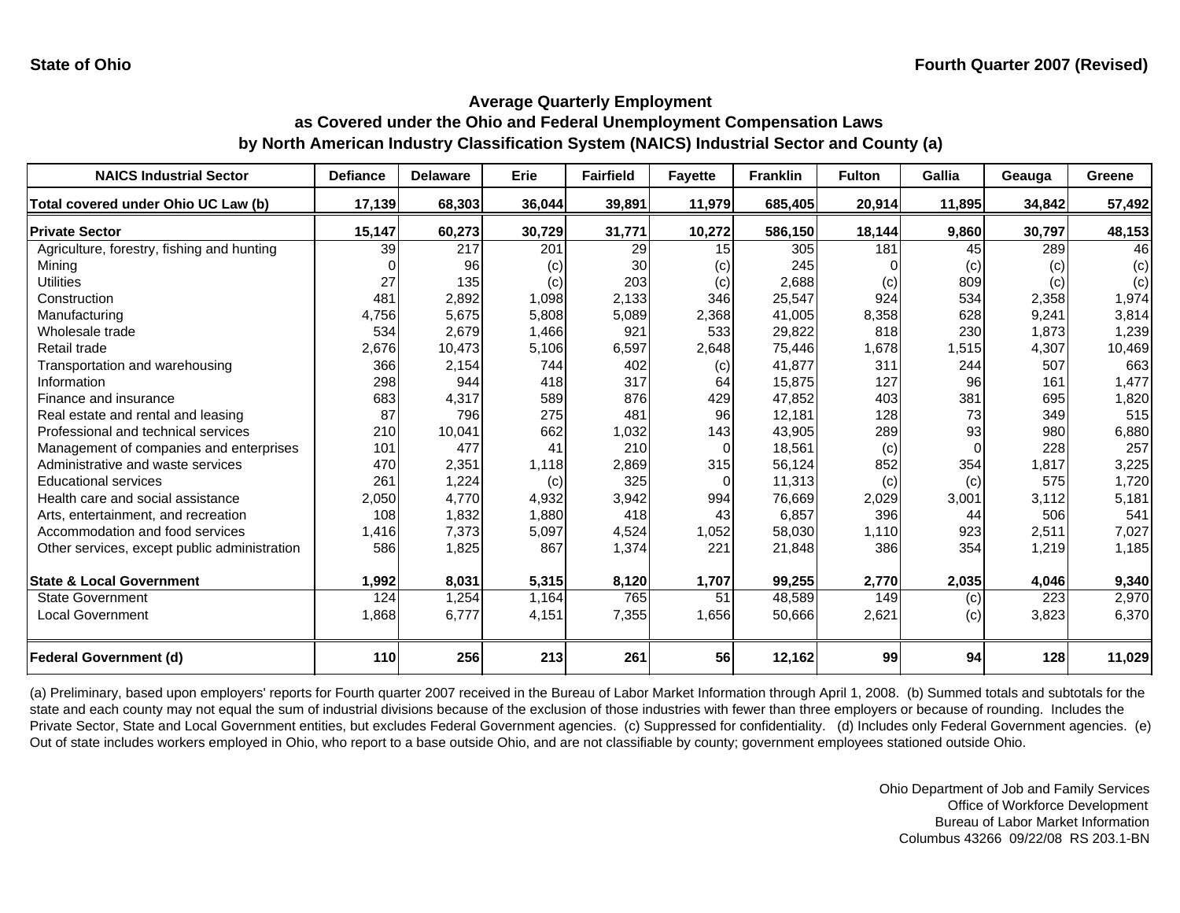**State of Ohio** **Fourth Quarter 2007 (Revised)**

## Average Quarterly Employment as Covered under the Ohio and Federal Unemployment Compensation Laws by North American Industry Classification System (NAICS) Industrial Sector and County (a)

| NAICS Industrial Sector | Defiance | Delaware | Erie | Fairfield | Fayette | Franklin | Fulton | Gallia | Geauga | Greene |
|---|---|---|---|---|---|---|---|---|---|---|
| **Total covered under Ohio UC Law (b)** | **17,139** | **68,303** | **36,044** | **39,891** | **11,979** | **685,405** | **20,914** | **11,895** | **34,842** | **57,492** |
| **Private Sector** | **15,147** | **60,273** | **30,729** | **31,771** | **10,272** | **586,150** | **18,144** | **9,860** | **30,797** | **48,153** |
| Agriculture, forestry, fishing and hunting | 39 | 217 | 201 | 29 | 15 | 305 | 181 | 45 | 289 | 46 |
| Mining | 0 | 96 | (c) | 30 | (c) | 245 | 0 | (c) | (c) | (c) |
| Utilities | 27 | 135 | (c) | 203 | (c) | 2,688 | (c) | 809 | (c) | (c) |
| Construction | 481 | 2,892 | 1,098 | 2,133 | 346 | 25,547 | 924 | 534 | 2,358 | 1,974 |
| Manufacturing | 4,756 | 5,675 | 5,808 | 5,089 | 2,368 | 41,005 | 8,358 | 628 | 9,241 | 3,814 |
| Wholesale trade | 534 | 2,679 | 1,466 | 921 | 533 | 29,822 | 818 | 230 | 1,873 | 1,239 |
| Retail trade | 2,676 | 10,473 | 5,106 | 6,597 | 2,648 | 75,446 | 1,678 | 1,515 | 4,307 | 10,469 |
| Transportation and warehousing | 366 | 2,154 | 744 | 402 | (c) | 41,877 | 311 | 244 | 507 | 663 |
| Information | 298 | 944 | 418 | 317 | 64 | 15,875 | 127 | 96 | 161 | 1,477 |
| Finance and insurance | 683 | 4,317 | 589 | 876 | 429 | 47,852 | 403 | 381 | 695 | 1,820 |
| Real estate and rental and leasing | 87 | 796 | 275 | 481 | 96 | 12,181 | 128 | 73 | 349 | 515 |
| Professional and technical services | 210 | 10,041 | 662 | 1,032 | 143 | 43,905 | 289 | 93 | 980 | 6,880 |
| Management of companies and enterprises | 101 | 477 | 41 | 210 | 0 | 18,561 | (c) | 0 | 228 | 257 |
| Administrative and waste services | 470 | 2,351 | 1,118 | 2,869 | 315 | 56,124 | 852 | 354 | 1,817 | 3,225 |
| Educational services | 261 | 1,224 | (c) | 325 | 0 | 11,313 | (c) | (c) | 575 | 1,720 |
| Health care and social assistance | 2,050 | 4,770 | 4,932 | 3,942 | 994 | 76,669 | 2,029 | 3,001 | 3,112 | 5,181 |
| Arts, entertainment, and recreation | 108 | 1,832 | 1,880 | 418 | 43 | 6,857 | 396 | 44 | 506 | 541 |
| Accommodation and food services | 1,416 | 7,373 | 5,097 | 4,524 | 1,052 | 58,030 | 1,110 | 923 | 2,511 | 7,027 |
| Other services, except public administration | 586 | 1,825 | 867 | 1,374 | 221 | 21,848 | 386 | 354 | 1,219 | 1,185 |
| **State & Local Government** | **1,992** | **8,031** | **5,315** | **8,120** | **1,707** | **99,255** | **2,770** | **2,035** | **4,046** | **9,340** |
| State Government | 124 | 1,254 | 1,164 | 765 | 51 | 48,589 | 149 | (c) | 223 | 2,970 |
| Local Government | 1,868 | 6,777 | 4,151 | 7,355 | 1,656 | 50,666 | 2,621 | (c) | 3,823 | 6,370 |
| **Federal Government (d)** | **110** | **256** | **213** | **261** | **56** | **12,162** | **99** | **94** | **128** | **11,029** |

(a) Preliminary, based upon employers' reports for Fourth quarter 2007 received in the Bureau of Labor Market Information through April 1, 2008. (b) Summed totals and subtotals for the state and each county may not equal the sum of industrial divisions because of the exclusion of those industries with fewer than three employers or because of rounding. Includes the Private Sector, State and Local Government entities, but excludes Federal Government agencies. (c) Suppressed for confidentiality. (d) Includes only Federal Government agencies. (e) Out of state includes workers employed in Ohio, who report to a base outside Ohio, and are not classifiable by county; government employees stationed outside Ohio.

Ohio Department of Job and Family Services
Office of Workforce Development
Bureau of Labor Market Information
Columbus 43266 09/22/08 RS 203.1-BN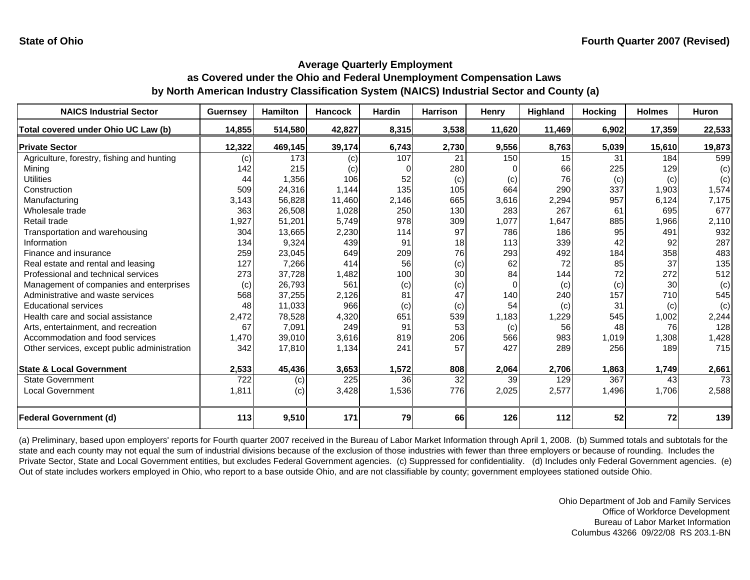State of Ohio

Fourth Quarter 2007 (Revised)

## Average Quarterly Employment
## as Covered under the Ohio and Federal Unemployment Compensation Laws
## by North American Industry Classification System (NAICS) Industrial Sector and County (a)

| NAICS Industrial Sector | Guernsey | Hamilton | Hancock | Hardin | Harrison | Henry | Highland | Hocking | Holmes | Huron |
|---|---|---|---|---|---|---|---|---|---|---|
| **Total covered under Ohio UC Law (b)** | **14,855** | **514,580** | **42,827** | **8,315** | **3,538** | **11,620** | **11,469** | **6,902** | **17,359** | **22,533** |
| **Private Sector** | **12,322** | **469,145** | **39,174** | **6,743** | **2,730** | **9,556** | **8,763** | **5,039** | **15,610** | **19,873** |
| Agriculture, forestry, fishing and hunting | (c) | 173 | (c) | 107 | 21 | 150 | 15 | 31 | 184 | 599 |
| Mining | 142 | 215 | (c) | 0 | 280 | 0 | 66 | 225 | 129 | (c) |
| Utilities | 44 | 1,356 | 106 | 52 | (c) | (c) | 76 | (c) | (c) | (c) |
| Construction | 509 | 24,316 | 1,144 | 135 | 105 | 664 | 290 | 337 | 1,903 | 1,574 |
| Manufacturing | 3,143 | 56,828 | 11,460 | 2,146 | 665 | 3,616 | 2,294 | 957 | 6,124 | 7,175 |
| Wholesale trade | 363 | 26,508 | 1,028 | 250 | 130 | 283 | 267 | 61 | 695 | 677 |
| Retail trade | 1,927 | 51,201 | 5,749 | 978 | 309 | 1,077 | 1,647 | 885 | 1,966 | 2,110 |
| Transportation and warehousing | 304 | 13,665 | 2,230 | 114 | 97 | 786 | 186 | 95 | 491 | 932 |
| Information | 134 | 9,324 | 439 | 91 | 18 | 113 | 339 | 42 | 92 | 287 |
| Finance and insurance | 259 | 23,045 | 649 | 209 | 76 | 293 | 492 | 184 | 358 | 483 |
| Real estate and rental and leasing | 127 | 7,266 | 414 | 56 | (c) | 62 | 72 | 85 | 37 | 135 |
| Professional and technical services | 273 | 37,728 | 1,482 | 100 | 30 | 84 | 144 | 72 | 272 | 512 |
| Management of companies and enterprises | (c) | 26,793 | 561 | (c) | (c) | 0 | (c) | (c) | 30 | (c) |
| Administrative and waste services | 568 | 37,255 | 2,126 | 81 | 47 | 140 | 240 | 157 | 710 | 545 |
| Educational services | 48 | 11,033 | 966 | (c) | (c) | 54 | (c) | 31 | (c) | (c) |
| Health care and social assistance | 2,472 | 78,528 | 4,320 | 651 | 539 | 1,183 | 1,229 | 545 | 1,002 | 2,244 |
| Arts, entertainment, and recreation | 67 | 7,091 | 249 | 91 | 53 | (c) | 56 | 48 | 76 | 128 |
| Accommodation and food services | 1,470 | 39,010 | 3,616 | 819 | 206 | 566 | 983 | 1,019 | 1,308 | 1,428 |
| Other services, except public administration | 342 | 17,810 | 1,134 | 241 | 57 | 427 | 289 | 256 | 189 | 715 |
| **State & Local Government** | **2,533** | **45,436** | **3,653** | **1,572** | **808** | **2,064** | **2,706** | **1,863** | **1,749** | **2,661** |
| State Government | 722 | (c) | 225 | 36 | 32 | 39 | 129 | 367 | 43 | 73 |
| Local Government | 1,811 | (c) | 3,428 | 1,536 | 776 | 2,025 | 2,577 | 1,496 | 1,706 | 2,588 |
| **Federal Government (d)** | **113** | **9,510** | **171** | **79** | **66** | **126** | **112** | **52** | **72** | **139** |

(a) Preliminary, based upon employers' reports for Fourth quarter 2007 received in the Bureau of Labor Market Information through April 1, 2008. (b) Summed totals and subtotals for the state and each county may not equal the sum of industrial divisions because of the exclusion of those industries with fewer than three employers or because of rounding. Includes the Private Sector, State and Local Government entities, but excludes Federal Government agencies. (c) Suppressed for confidentiality. (d) Includes only Federal Government agencies. (e) Out of state includes workers employed in Ohio, who report to a base outside Ohio, and are not classifiable by county; government employees stationed outside Ohio.

Ohio Department of Job and Family Services
Office of Workforce Development
Bureau of Labor Market Information
Columbus 43266 09/22/08 RS 203.1-BN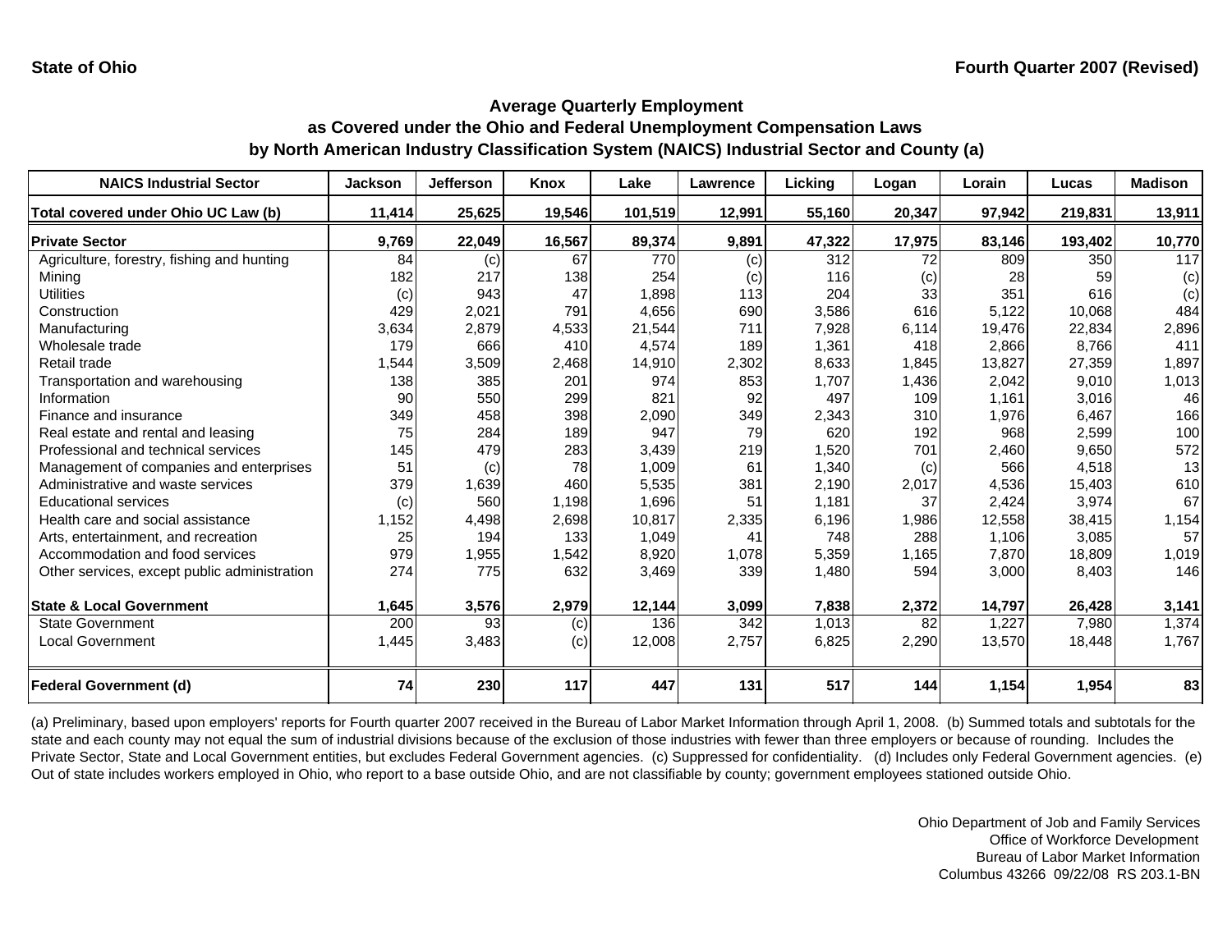**State of Ohio** | **Fourth Quarter 2007 (Revised)**

## Average Quarterly Employment as Covered under the Ohio and Federal Unemployment Compensation Laws by North American Industry Classification System (NAICS) Industrial Sector and County (a)

| NAICS Industrial Sector | Jackson | Jefferson | Knox | Lake | Lawrence | Licking | Logan | Lorain | Lucas | Madison |
|---|---|---|---|---|---|---|---|---|---|---|
| **Total covered under Ohio UC Law (b)** | **11,414** | **25,625** | **19,546** | **101,519** | **12,991** | **55,160** | **20,347** | **97,942** | **219,831** | **13,911** |
| **Private Sector** | **9,769** | **22,049** | **16,567** | **89,374** | **9,891** | **47,322** | **17,975** | **83,146** | **193,402** | **10,770** |
| Agriculture, forestry, fishing and hunting | 84 | (c) | 67 | 770 | (c) | 312 | 72 | 809 | 350 | 117 |
| Mining | 182 | 217 | 138 | 254 | (c) | 116 | (c) | 28 | 59 | (c) |
| Utilities | (c) | 943 | 47 | 1,898 | 113 | 204 | 33 | 351 | 616 | (c) |
| Construction | 429 | 2,021 | 791 | 4,656 | 690 | 3,586 | 616 | 5,122 | 10,068 | 484 |
| Manufacturing | 3,634 | 2,879 | 4,533 | 21,544 | 711 | 7,928 | 6,114 | 19,476 | 22,834 | 2,896 |
| Wholesale trade | 179 | 666 | 410 | 4,574 | 189 | 1,361 | 418 | 2,866 | 8,766 | 411 |
| Retail trade | 1,544 | 3,509 | 2,468 | 14,910 | 2,302 | 8,633 | 1,845 | 13,827 | 27,359 | 1,897 |
| Transportation and warehousing | 138 | 385 | 201 | 974 | 853 | 1,707 | 1,436 | 2,042 | 9,010 | 1,013 |
| Information | 90 | 550 | 299 | 821 | 92 | 497 | 109 | 1,161 | 3,016 | 46 |
| Finance and insurance | 349 | 458 | 398 | 2,090 | 349 | 2,343 | 310 | 1,976 | 6,467 | 166 |
| Real estate and rental and leasing | 75 | 284 | 189 | 947 | 79 | 620 | 192 | 968 | 2,599 | 100 |
| Professional and technical services | 145 | 479 | 283 | 3,439 | 219 | 1,520 | 701 | 2,460 | 9,650 | 572 |
| Management of companies and enterprises | 51 | (c) | 78 | 1,009 | 61 | 1,340 | (c) | 566 | 4,518 | 13 |
| Administrative and waste services | 379 | 1,639 | 460 | 5,535 | 381 | 2,190 | 2,017 | 4,536 | 15,403 | 610 |
| Educational services | (c) | 560 | 1,198 | 1,696 | 51 | 1,181 | 37 | 2,424 | 3,974 | 67 |
| Health care and social assistance | 1,152 | 4,498 | 2,698 | 10,817 | 2,335 | 6,196 | 1,986 | 12,558 | 38,415 | 1,154 |
| Arts, entertainment, and recreation | 25 | 194 | 133 | 1,049 | 41 | 748 | 288 | 1,106 | 3,085 | 57 |
| Accommodation and food services | 979 | 1,955 | 1,542 | 8,920 | 1,078 | 5,359 | 1,165 | 7,870 | 18,809 | 1,019 |
| Other services, except public administration | 274 | 775 | 632 | 3,469 | 339 | 1,480 | 594 | 3,000 | 8,403 | 146 |
| **State & Local Government** | **1,645** | **3,576** | **2,979** | **12,144** | **3,099** | **7,838** | **2,372** | **14,797** | **26,428** | **3,141** |
| State Government | 200 | 93 | (c) | 136 | 342 | 1,013 | 82 | 1,227 | 7,980 | 1,374 |
| Local Government | 1,445 | 3,483 | (c) | 12,008 | 2,757 | 6,825 | 2,290 | 13,570 | 18,448 | 1,767 |
| **Federal Government (d)** | **74** | **230** | **117** | **447** | **131** | **517** | **144** | **1,154** | **1,954** | **83** |

(a) Preliminary, based upon employers' reports for Fourth quarter 2007 received in the Bureau of Labor Market Information through April 1, 2008. (b) Summed totals and subtotals for the state and each county may not equal the sum of industrial divisions because of the exclusion of those industries with fewer than three employers or because of rounding. Includes the Private Sector, State and Local Government entities, but excludes Federal Government agencies. (c) Suppressed for confidentiality. (d) Includes only Federal Government agencies. (e) Out of state includes workers employed in Ohio, who report to a base outside Ohio, and are not classifiable by county; government employees stationed outside Ohio.

Ohio Department of Job and Family Services
Office of Workforce Development
Bureau of Labor Market Information
Columbus 43266 09/22/08 RS 203.1-BN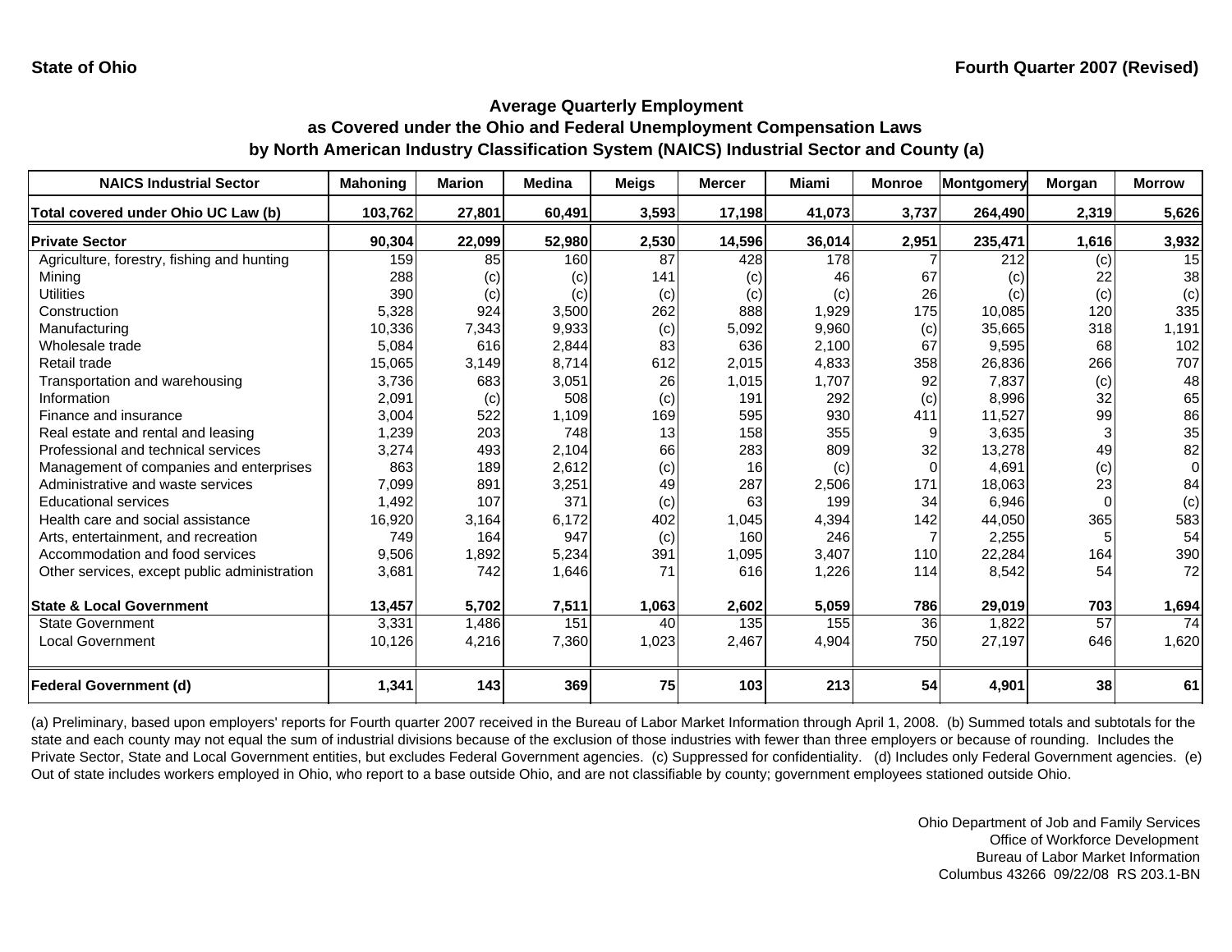State of Ohio

Fourth Quarter 2007 (Revised)

## Average Quarterly Employment as Covered under the Ohio and Federal Unemployment Compensation Laws by North American Industry Classification System (NAICS) Industrial Sector and County (a)

| NAICS Industrial Sector | Mahoning | Marion | Medina | Meigs | Mercer | Miami | Monroe | Montgomery | Morgan | Morrow |
|---|---|---|---|---|---|---|---|---|---|---|
| **Total covered under Ohio UC Law (b)** | **103,762** | **27,801** | **60,491** | **3,593** | **17,198** | **41,073** | **3,737** | **264,490** | **2,319** | **5,626** |
| **Private Sector** | **90,304** | **22,099** | **52,980** | **2,530** | **14,596** | **36,014** | **2,951** | **235,471** | **1,616** | **3,932** |
| Agriculture, forestry, fishing and hunting | 159 | 85 | 160 | 87 | 428 | 178 | 7 | 212 | (c) | 15 |
| Mining | 288 | (c) | (c) | 141 | (c) | 46 | 67 | (c) | 22 | 38 |
| Utilities | 390 | (c) | (c) | (c) | (c) | (c) | 26 | (c) | (c) | (c) |
| Construction | 5,328 | 924 | 3,500 | 262 | 888 | 1,929 | 175 | 10,085 | 120 | 335 |
| Manufacturing | 10,336 | 7,343 | 9,933 | (c) | 5,092 | 9,960 | (c) | 35,665 | 318 | 1,191 |
| Wholesale trade | 5,084 | 616 | 2,844 | 83 | 636 | 2,100 | 67 | 9,595 | 68 | 102 |
| Retail trade | 15,065 | 3,149 | 8,714 | 612 | 2,015 | 4,833 | 358 | 26,836 | 266 | 707 |
| Transportation and warehousing | 3,736 | 683 | 3,051 | 26 | 1,015 | 1,707 | 92 | 7,837 | (c) | 48 |
| Information | 2,091 | (c) | 508 | (c) | 191 | 292 | (c) | 8,996 | 32 | 65 |
| Finance and insurance | 3,004 | 522 | 1,109 | 169 | 595 | 930 | 411 | 11,527 | 99 | 86 |
| Real estate and rental and leasing | 1,239 | 203 | 748 | 13 | 158 | 355 | 9 | 3,635 | 3 | 35 |
| Professional and technical services | 3,274 | 493 | 2,104 | 66 | 283 | 809 | 32 | 13,278 | 49 | 82 |
| Management of companies and enterprises | 863 | 189 | 2,612 | (c) | 16 | (c) | 0 | 4,691 | (c) | 0 |
| Administrative and waste services | 7,099 | 891 | 3,251 | 49 | 287 | 2,506 | 171 | 18,063 | 23 | 84 |
| Educational services | 1,492 | 107 | 371 | (c) | 63 | 199 | 34 | 6,946 | 0 | (c) |
| Health care and social assistance | 16,920 | 3,164 | 6,172 | 402 | 1,045 | 4,394 | 142 | 44,050 | 365 | 583 |
| Arts, entertainment, and recreation | 749 | 164 | 947 | (c) | 160 | 246 | 7 | 2,255 | 5 | 54 |
| Accommodation and food services | 9,506 | 1,892 | 5,234 | 391 | 1,095 | 3,407 | 110 | 22,284 | 164 | 390 |
| Other services, except public administration | 3,681 | 742 | 1,646 | 71 | 616 | 1,226 | 114 | 8,542 | 54 | 72 |
| **State & Local Government** | **13,457** | **5,702** | **7,511** | **1,063** | **2,602** | **5,059** | **786** | **29,019** | **703** | **1,694** |
| State Government | 3,331 | 1,486 | 151 | 40 | 135 | 155 | 36 | 1,822 | 57 | 74 |
| Local Government | 10,126 | 4,216 | 7,360 | 1,023 | 2,467 | 4,904 | 750 | 27,197 | 646 | 1,620 |
| **Federal Government (d)** | **1,341** | **143** | **369** | **75** | **103** | **213** | **54** | **4,901** | **38** | **61** |

(a) Preliminary, based upon employers' reports for Fourth quarter 2007 received in the Bureau of Labor Market Information through April 1, 2008. (b) Summed totals and subtotals for the state and each county may not equal the sum of industrial divisions because of the exclusion of those industries with fewer than three employers or because of rounding. Includes the Private Sector, State and Local Government entities, but excludes Federal Government agencies. (c) Suppressed for confidentiality. (d) Includes only Federal Government agencies. (e) Out of state includes workers employed in Ohio, who report to a base outside Ohio, and are not classifiable by county; government employees stationed outside Ohio.

Ohio Department of Job and Family Services
Office of Workforce Development
Bureau of Labor Market Information
Columbus 43266 09/22/08 RS 203.1-BN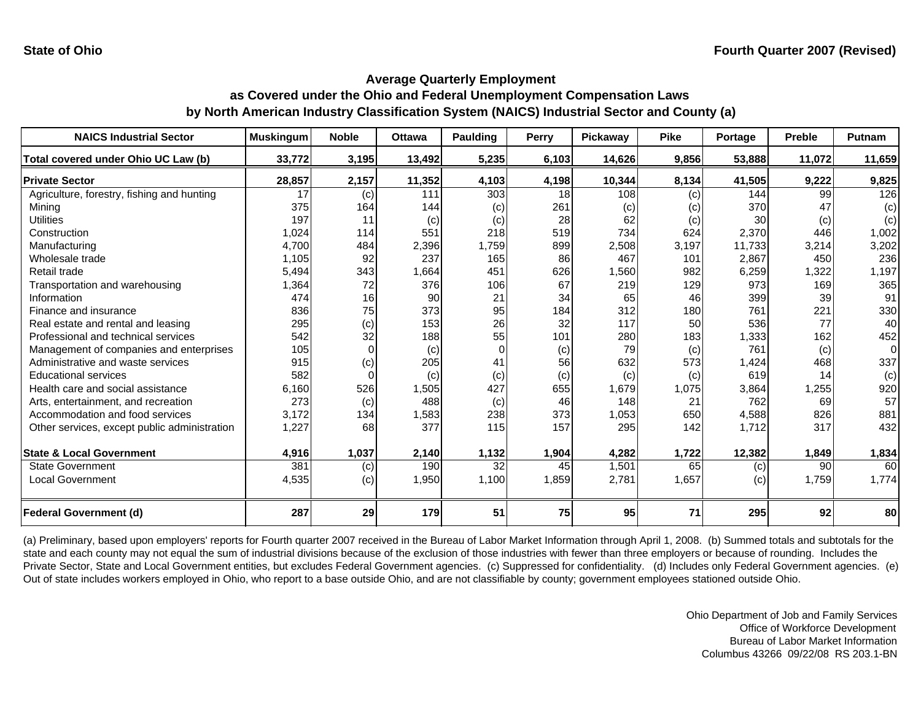**State of Ohio** **Fourth Quarter 2007 (Revised)**

## Average Quarterly Employment as Covered under the Ohio and Federal Unemployment Compensation Laws by North American Industry Classification System (NAICS) Industrial Sector and County (a)

| NAICS Industrial Sector | Muskingum | Noble | Ottawa | Paulding | Perry | Pickaway | Pike | Portage | Preble | Putnam |
|---|---|---|---|---|---|---|---|---|---|---|
| **Total covered under Ohio UC Law (b)** | **33,772** | **3,195** | **13,492** | **5,235** | **6,103** | **14,626** | **9,856** | **53,888** | **11,072** | **11,659** |
| **Private Sector** | **28,857** | **2,157** | **11,352** | **4,103** | **4,198** | **10,344** | **8,134** | **41,505** | **9,222** | **9,825** |
| Agriculture, forestry, fishing and hunting | 17 | (c) | 111 | 303 | 18 | 108 | (c) | 144 | 99 | 126 |
| Mining | 375 | 164 | 144 | (c) | 261 | (c) | (c) | 370 | 47 | (c) |
| Utilities | 197 | 11 | (c) | (c) | 28 | 62 | (c) | 30 | (c) | (c) |
| Construction | 1,024 | 114 | 551 | 218 | 519 | 734 | 624 | 2,370 | 446 | 1,002 |
| Manufacturing | 4,700 | 484 | 2,396 | 1,759 | 899 | 2,508 | 3,197 | 11,733 | 3,214 | 3,202 |
| Wholesale trade | 1,105 | 92 | 237 | 165 | 86 | 467 | 101 | 2,867 | 450 | 236 |
| Retail trade | 5,494 | 343 | 1,664 | 451 | 626 | 1,560 | 982 | 6,259 | 1,322 | 1,197 |
| Transportation and warehousing | 1,364 | 72 | 376 | 106 | 67 | 219 | 129 | 973 | 169 | 365 |
| Information | 474 | 16 | 90 | 21 | 34 | 65 | 46 | 399 | 39 | 91 |
| Finance and insurance | 836 | 75 | 373 | 95 | 184 | 312 | 180 | 761 | 221 | 330 |
| Real estate and rental and leasing | 295 | (c) | 153 | 26 | 32 | 117 | 50 | 536 | 77 | 40 |
| Professional and technical services | 542 | 32 | 188 | 55 | 101 | 280 | 183 | 1,333 | 162 | 452 |
| Management of companies and enterprises | 105 | 0 | (c) | 0 | (c) | 79 | (c) | 761 | (c) | 0 |
| Administrative and waste services | 915 | (c) | 205 | 41 | 56 | 632 | 573 | 1,424 | 468 | 337 |
| Educational services | 582 | 0 | (c) | (c) | (c) | (c) | (c) | 619 | 14 | (c) |
| Health care and social assistance | 6,160 | 526 | 1,505 | 427 | 655 | 1,679 | 1,075 | 3,864 | 1,255 | 920 |
| Arts, entertainment, and recreation | 273 | (c) | 488 | (c) | 46 | 148 | 21 | 762 | 69 | 57 |
| Accommodation and food services | 3,172 | 134 | 1,583 | 238 | 373 | 1,053 | 650 | 4,588 | 826 | 881 |
| Other services, except public administration | 1,227 | 68 | 377 | 115 | 157 | 295 | 142 | 1,712 | 317 | 432 |
| **State & Local Government** | **4,916** | **1,037** | **2,140** | **1,132** | **1,904** | **4,282** | **1,722** | **12,382** | **1,849** | **1,834** |
| State Government | 381 | (c) | 190 | 32 | 45 | 1,501 | 65 | (c) | 90 | 60 |
| Local Government | 4,535 | (c) | 1,950 | 1,100 | 1,859 | 2,781 | 1,657 | (c) | 1,759 | 1,774 |
| **Federal Government (d)** | **287** | **29** | **179** | **51** | **75** | **95** | **71** | **295** | **92** | **80** |

(a) Preliminary, based upon employers' reports for Fourth quarter 2007 received in the Bureau of Labor Market Information through April 1, 2008. (b) Summed totals and subtotals for the state and each county may not equal the sum of industrial divisions because of the exclusion of those industries with fewer than three employers or because of rounding. Includes the Private Sector, State and Local Government entities, but excludes Federal Government agencies. (c) Suppressed for confidentiality. (d) Includes only Federal Government agencies. (e) Out of state includes workers employed in Ohio, who report to a base outside Ohio, and are not classifiable by county; government employees stationed outside Ohio.

Ohio Department of Job and Family Services
Office of Workforce Development
Bureau of Labor Market Information
Columbus 43266 09/22/08 RS 203.1-BN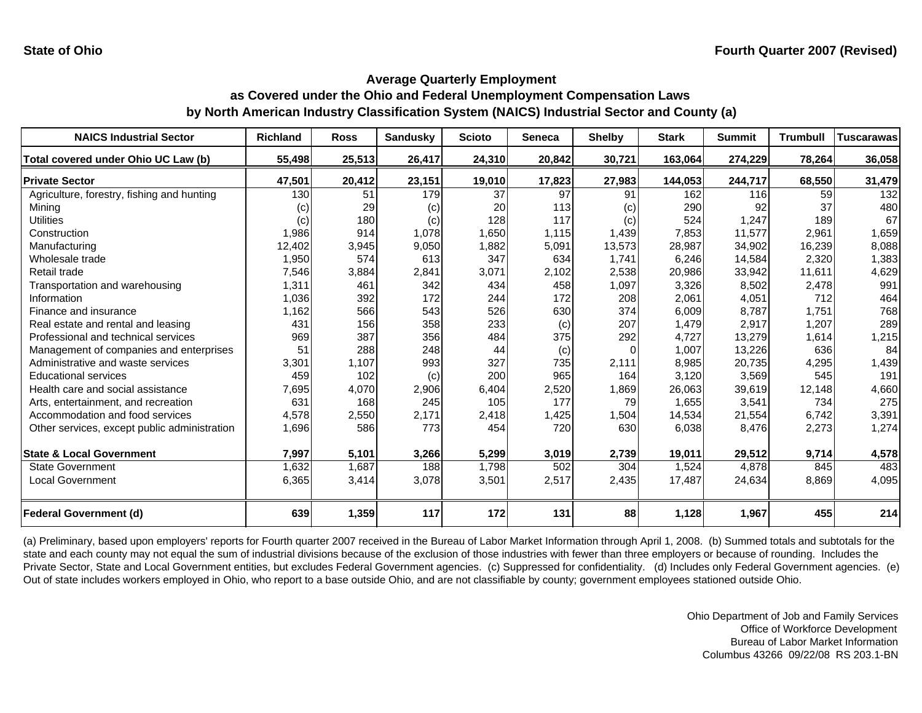State of Ohio

Fourth Quarter 2007 (Revised)

## Average Quarterly Employment
## as Covered under the Ohio and Federal Unemployment Compensation Laws
## by North American Industry Classification System (NAICS) Industrial Sector and County (a)

| NAICS Industrial Sector | Richland | Ross | Sandusky | Scioto | Seneca | Shelby | Stark | Summit | Trumbull | Tuscarawas |
|---|---|---|---|---|---|---|---|---|---|---|
| **Total covered under Ohio UC Law (b)** | **55,498** | **25,513** | **26,417** | **24,310** | **20,842** | **30,721** | **163,064** | **274,229** | **78,264** | **36,058** |
| **Private Sector** | **47,501** | **20,412** | **23,151** | **19,010** | **17,823** | **27,983** | **144,053** | **244,717** | **68,550** | **31,479** |
| Agriculture, forestry, fishing and hunting | 130 | 51 | 179 | 37 | 97 | 91 | 162 | 116 | 59 | 132 |
| Mining | (c) | 29 | (c) | 20 | 113 | (c) | 290 | 92 | 37 | 480 |
| Utilities | (c) | 180 | (c) | 128 | 117 | (c) | 524 | 1,247 | 189 | 67 |
| Construction | 1,986 | 914 | 1,078 | 1,650 | 1,115 | 1,439 | 7,853 | 11,577 | 2,961 | 1,659 |
| Manufacturing | 12,402 | 3,945 | 9,050 | 1,882 | 5,091 | 13,573 | 28,987 | 34,902 | 16,239 | 8,088 |
| Wholesale trade | 1,950 | 574 | 613 | 347 | 634 | 1,741 | 6,246 | 14,584 | 2,320 | 1,383 |
| Retail trade | 7,546 | 3,884 | 2,841 | 3,071 | 2,102 | 2,538 | 20,986 | 33,942 | 11,611 | 4,629 |
| Transportation and warehousing | 1,311 | 461 | 342 | 434 | 458 | 1,097 | 3,326 | 8,502 | 2,478 | 991 |
| Information | 1,036 | 392 | 172 | 244 | 172 | 208 | 2,061 | 4,051 | 712 | 464 |
| Finance and insurance | 1,162 | 566 | 543 | 526 | 630 | 374 | 6,009 | 8,787 | 1,751 | 768 |
| Real estate and rental and leasing | 431 | 156 | 358 | 233 | (c) | 207 | 1,479 | 2,917 | 1,207 | 289 |
| Professional and technical services | 969 | 387 | 356 | 484 | 375 | 292 | 4,727 | 13,279 | 1,614 | 1,215 |
| Management of companies and enterprises | 51 | 288 | 248 | 44 | (c) | 0 | 1,007 | 13,226 | 636 | 84 |
| Administrative and waste services | 3,301 | 1,107 | 993 | 327 | 735 | 2,111 | 8,985 | 20,735 | 4,295 | 1,439 |
| Educational services | 459 | 102 | (c) | 200 | 965 | 164 | 3,120 | 3,569 | 545 | 191 |
| Health care and social assistance | 7,695 | 4,070 | 2,906 | 6,404 | 2,520 | 1,869 | 26,063 | 39,619 | 12,148 | 4,660 |
| Arts, entertainment, and recreation | 631 | 168 | 245 | 105 | 177 | 79 | 1,655 | 3,541 | 734 | 275 |
| Accommodation and food services | 4,578 | 2,550 | 2,171 | 2,418 | 1,425 | 1,504 | 14,534 | 21,554 | 6,742 | 3,391 |
| Other services, except public administration | 1,696 | 586 | 773 | 454 | 720 | 630 | 6,038 | 8,476 | 2,273 | 1,274 |
| **State & Local Government** | **7,997** | **5,101** | **3,266** | **5,299** | **3,019** | **2,739** | **19,011** | **29,512** | **9,714** | **4,578** |
| State Government | 1,632 | 1,687 | 188 | 1,798 | 502 | 304 | 1,524 | 4,878 | 845 | 483 |
| Local Government | 6,365 | 3,414 | 3,078 | 3,501 | 2,517 | 2,435 | 17,487 | 24,634 | 8,869 | 4,095 |
| **Federal Government (d)** | **639** | **1,359** | **117** | **172** | **131** | **88** | **1,128** | **1,967** | **455** | **214** |

(a) Preliminary, based upon employers' reports for Fourth quarter 2007 received in the Bureau of Labor Market Information through April 1, 2008. (b) Summed totals and subtotals for the state and each county may not equal the sum of industrial divisions because of the exclusion of those industries with fewer than three employers or because of rounding. Includes the Private Sector, State and Local Government entities, but excludes Federal Government agencies. (c) Suppressed for confidentiality. (d) Includes only Federal Government agencies. (e) Out of state includes workers employed in Ohio, who report to a base outside Ohio, and are not classifiable by county; government employees stationed outside Ohio.

Ohio Department of Job and Family Services
Office of Workforce Development
Bureau of Labor Market Information
Columbus 43266 09/22/08 RS 203.1-BN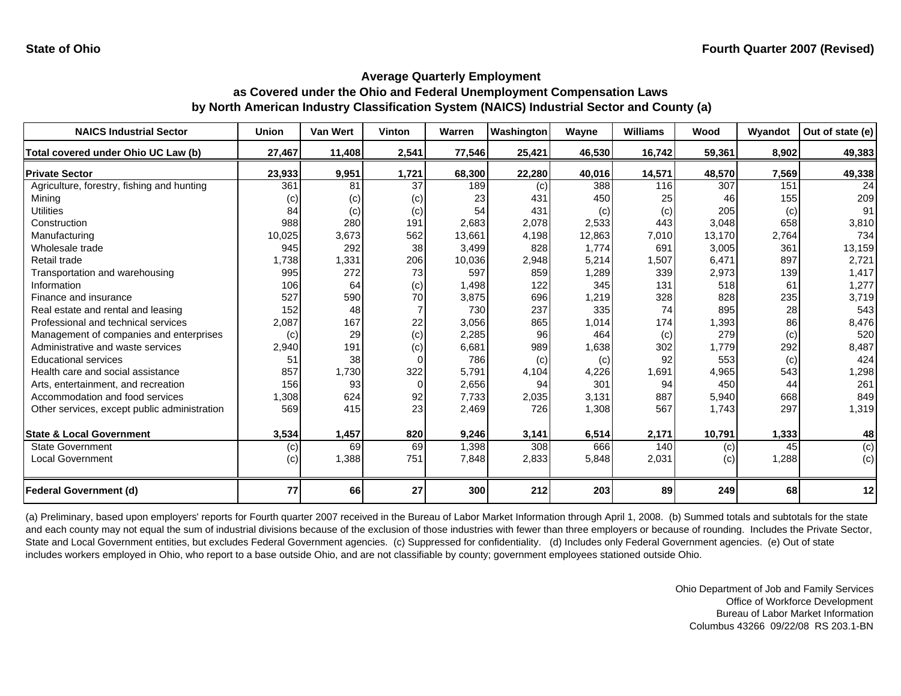State of Ohio

Fourth Quarter 2007 (Revised)

## Average Quarterly Employment
## as Covered under the Ohio and Federal Unemployment Compensation Laws
## by North American Industry Classification System (NAICS) Industrial Sector and County (a)

| NAICS Industrial Sector | Union | Van Wert | Vinton | Warren | Washington | Wayne | Williams | Wood | Wyandot | Out of state (e) |
|---|---|---|---|---|---|---|---|---|---|---|
| **Total covered under Ohio UC Law (b)** | **27,467** | **11,408** | **2,541** | **77,546** | **25,421** | **46,530** | **16,742** | **59,361** | **8,902** | **49,383** |
| **Private Sector** | **23,933** | **9,951** | **1,721** | **68,300** | **22,280** | **40,016** | **14,571** | **48,570** | **7,569** | **49,338** |
| Agriculture, forestry, fishing and hunting | 361 | 81 | 37 | 189 | (c) | 388 | 116 | 307 | 151 | 24 |
| Mining | (c) | (c) | (c) | 23 | 431 | 450 | 25 | 46 | 155 | 209 |
| Utilities | 84 | (c) | (c) | 54 | 431 | (c) | (c) | 205 | (c) | 91 |
| Construction | 988 | 280 | 191 | 2,683 | 2,078 | 2,533 | 443 | 3,048 | 658 | 3,810 |
| Manufacturing | 10,025 | 3,673 | 562 | 13,661 | 4,198 | 12,863 | 7,010 | 13,170 | 2,764 | 734 |
| Wholesale trade | 945 | 292 | 38 | 3,499 | 828 | 1,774 | 691 | 3,005 | 361 | 13,159 |
| Retail trade | 1,738 | 1,331 | 206 | 10,036 | 2,948 | 5,214 | 1,507 | 6,471 | 897 | 2,721 |
| Transportation and warehousing | 995 | 272 | 73 | 597 | 859 | 1,289 | 339 | 2,973 | 139 | 1,417 |
| Information | 106 | 64 | (c) | 1,498 | 122 | 345 | 131 | 518 | 61 | 1,277 |
| Finance and insurance | 527 | 590 | 70 | 3,875 | 696 | 1,219 | 328 | 828 | 235 | 3,719 |
| Real estate and rental and leasing | 152 | 48 | 7 | 730 | 237 | 335 | 74 | 895 | 28 | 543 |
| Professional and technical services | 2,087 | 167 | 22 | 3,056 | 865 | 1,014 | 174 | 1,393 | 86 | 8,476 |
| Management of companies and enterprises | (c) | 29 | (c) | 2,285 | 96 | 464 | (c) | 279 | (c) | 520 |
| Administrative and waste services | 2,940 | 191 | (c) | 6,681 | 989 | 1,638 | 302 | 1,779 | 292 | 8,487 |
| Educational services | 51 | 38 | 0 | 786 | (c) | (c) | 92 | 553 | (c) | 424 |
| Health care and social assistance | 857 | 1,730 | 322 | 5,791 | 4,104 | 4,226 | 1,691 | 4,965 | 543 | 1,298 |
| Arts, entertainment, and recreation | 156 | 93 | 0 | 2,656 | 94 | 301 | 94 | 450 | 44 | 261 |
| Accommodation and food services | 1,308 | 624 | 92 | 7,733 | 2,035 | 3,131 | 887 | 5,940 | 668 | 849 |
| Other services, except public administration | 569 | 415 | 23 | 2,469 | 726 | 1,308 | 567 | 1,743 | 297 | 1,319 |
| **State & Local Government** | **3,534** | **1,457** | **820** | **9,246** | **3,141** | **6,514** | **2,171** | **10,791** | **1,333** | **48** |
| State Government | (c) | 69 | 69 | 1,398 | 308 | 666 | 140 | (c) | 45 | (c) |
| Local Government | (c) | 1,388 | 751 | 7,848 | 2,833 | 5,848 | 2,031 | (c) | 1,288 | (c) |
| **Federal Government (d)** | **77** | **66** | **27** | **300** | **212** | **203** | **89** | **249** | **68** | **12** |

(a) Preliminary, based upon employers' reports for Fourth quarter 2007 received in the Bureau of Labor Market Information through April 1, 2008. (b) Summed totals and subtotals for the state and each county may not equal the sum of industrial divisions because of the exclusion of those industries with fewer than three employers or because of rounding. Includes the Private Sector, State and Local Government entities, but excludes Federal Government agencies. (c) Suppressed for confidentiality. (d) Includes only Federal Government agencies. (e) Out of state includes workers employed in Ohio, who report to a base outside Ohio, and are not classifiable by county; government employees stationed outside Ohio.

Ohio Department of Job and Family Services
Office of Workforce Development
Bureau of Labor Market Information
Columbus 43266 09/22/08 RS 203.1-BN